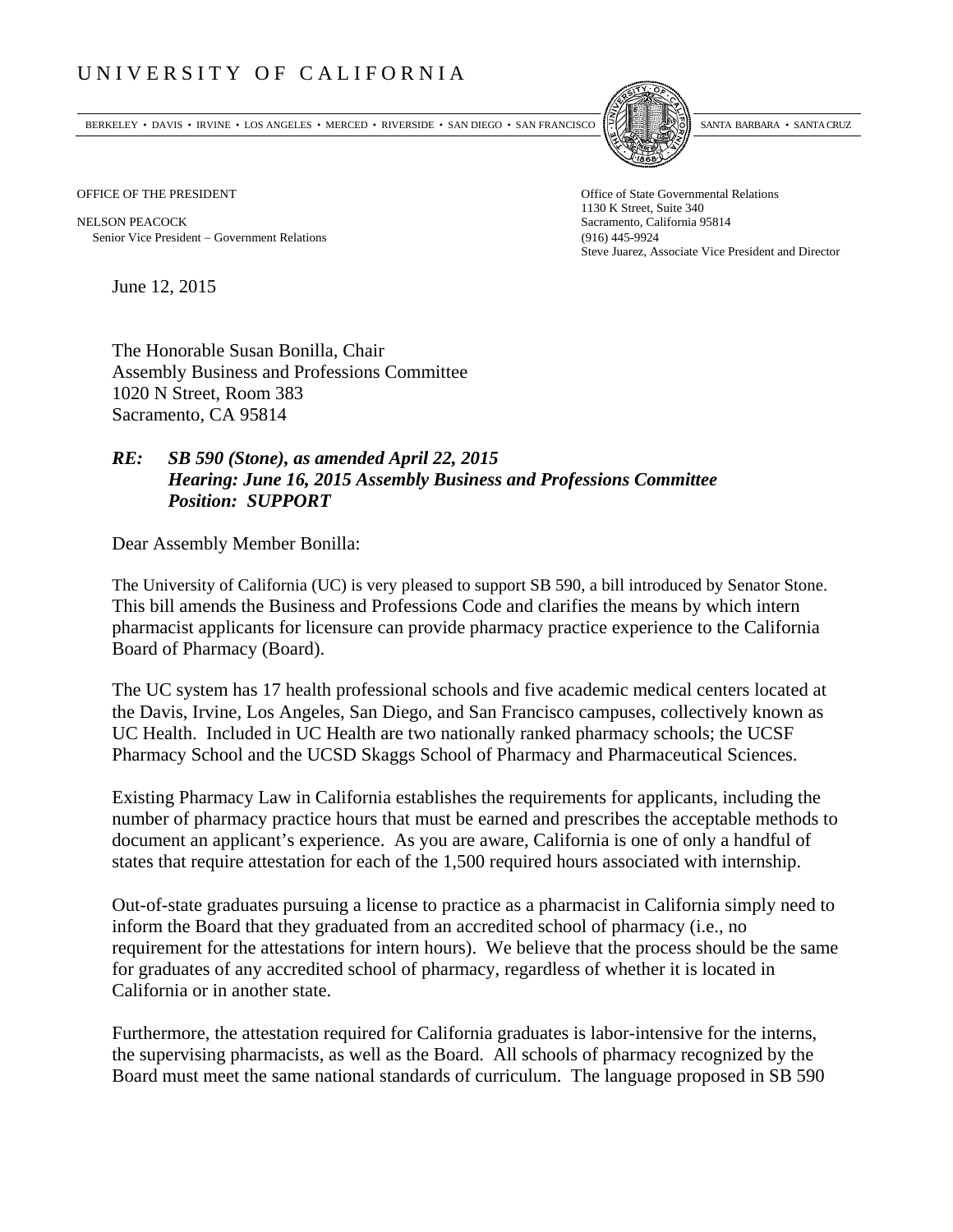UNIVERSITY OF CALIFORNIA

BERKELEY • DAVIS • IRVINE • LOS ANGELES • MERCED • RIVERSIDE • SAN DIEGO • SAN FRANCISCO SANTA BARBARA • SANTA CRUZ

OFFICE OF THE PRESIDENT

NELSON PEACOCK
Senior Vice President – Government Relations

Office of State Governmental Relations
1130 K Street, Suite 340
Sacramento, California 95814
(916) 445-9924
Steve Juarez, Associate Vice President and Director

June 12, 2015

The Honorable Susan Bonilla, Chair
Assembly Business and Professions Committee
1020 N Street, Room 383
Sacramento, CA 95814

***RE: SB 590 (Stone), as amended April 22, 2015***
***Hearing: June 16, 2015 Assembly Business and Professions Committee***
***Position: SUPPORT***

Dear Assembly Member Bonilla:

The University of California (UC) is very pleased to support SB 590, a bill introduced by Senator Stone. This bill amends the Business and Professions Code and clarifies the means by which intern pharmacist applicants for licensure can provide pharmacy practice experience to the California Board of Pharmacy (Board).

The UC system has 17 health professional schools and five academic medical centers located at the Davis, Irvine, Los Angeles, San Diego, and San Francisco campuses, collectively known as UC Health. Included in UC Health are two nationally ranked pharmacy schools; the UCSF Pharmacy School and the UCSD Skaggs School of Pharmacy and Pharmaceutical Sciences.

Existing Pharmacy Law in California establishes the requirements for applicants, including the number of pharmacy practice hours that must be earned and prescribes the acceptable methods to document an applicant's experience. As you are aware, California is one of only a handful of states that require attestation for each of the 1,500 required hours associated with internship.

Out-of-state graduates pursuing a license to practice as a pharmacist in California simply need to inform the Board that they graduated from an accredited school of pharmacy (i.e., no requirement for the attestations for intern hours). We believe that the process should be the same for graduates of any accredited school of pharmacy, regardless of whether it is located in California or in another state.

Furthermore, the attestation required for California graduates is labor-intensive for the interns, the supervising pharmacists, as well as the Board. All schools of pharmacy recognized by the Board must meet the same national standards of curriculum. The language proposed in SB 590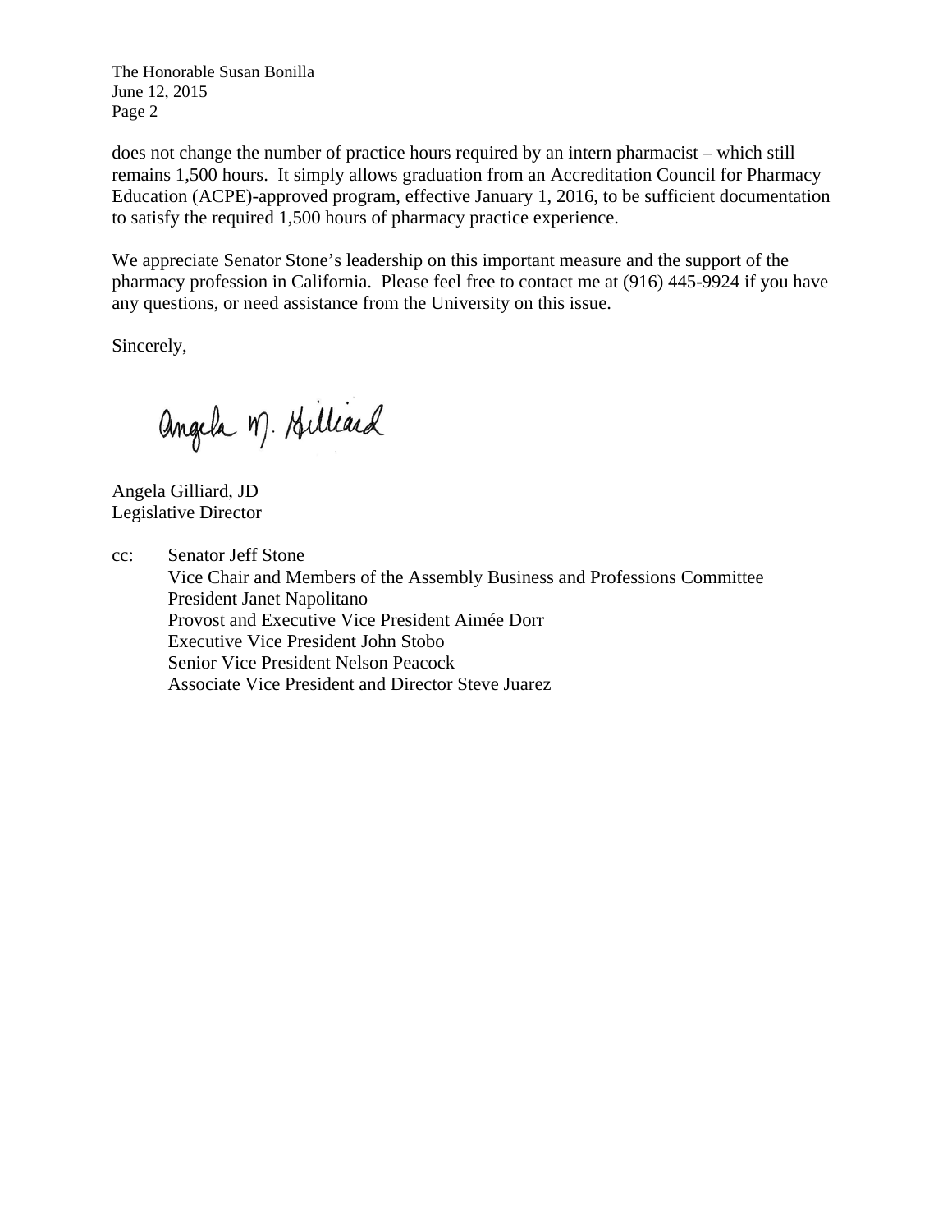does not change the number of practice hours required by an intern pharmacist – which still remains 1,500 hours. It simply allows graduation from an Accreditation Council for Pharmacy Education (ACPE)-approved program, effective January 1, 2016, to be sufficient documentation to satisfy the required 1,500 hours of pharmacy practice experience.

We appreciate Senator Stone's leadership on this important measure and the support of the pharmacy profession in California. Please feel free to contact me at (916) 445-9924 if you have any questions, or need assistance from the University on this issue.

Sincerely,

Angela M. Gilliard

Angela Gilliard, JD
Legislative Director

cc: Senator Jeff Stone
Vice Chair and Members of the Assembly Business and Professions Committee
President Janet Napolitano
Provost and Executive Vice President Aimée Dorr
Executive Vice President John Stobo
Senior Vice President Nelson Peacock
Associate Vice President and Director Steve Juarez